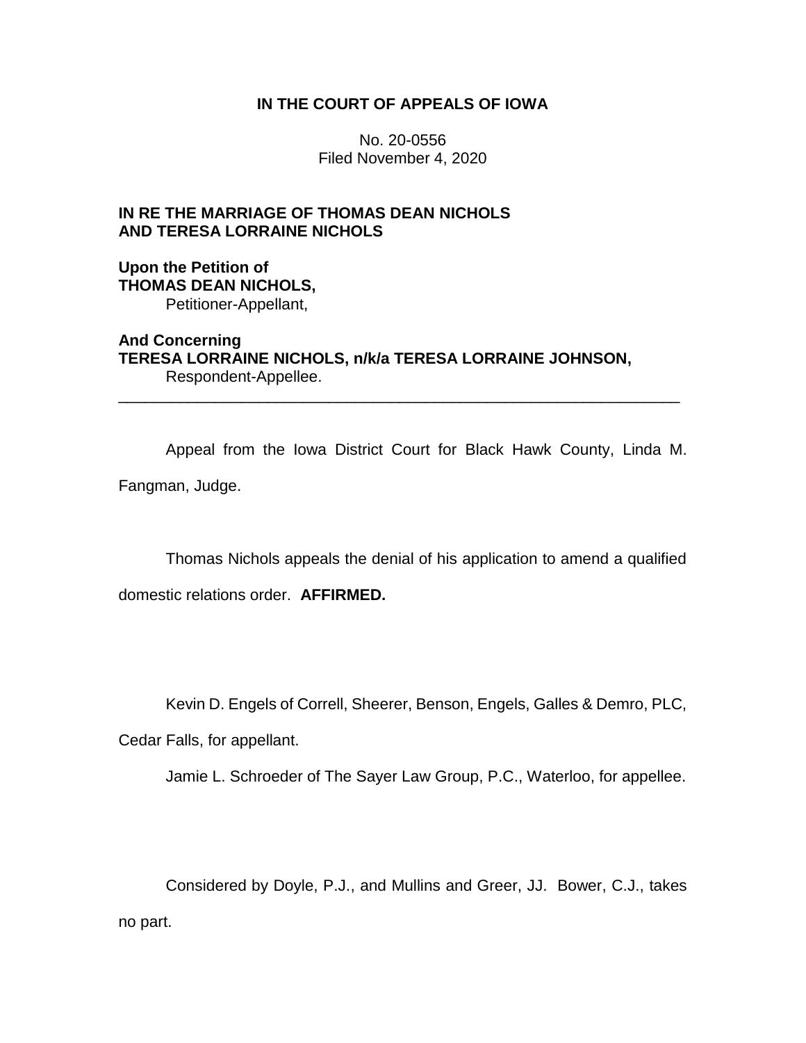**IN THE COURT OF APPEALS OF IOWA**

No. 20-0556
Filed November 4, 2020

**IN RE THE MARRIAGE OF THOMAS DEAN NICHOLS AND TERESA LORRAINE NICHOLS**

**Upon the Petition of**
**THOMAS DEAN NICHOLS,**
Petitioner-Appellant,

**And Concerning**
**TERESA LORRAINE NICHOLS, n/k/a TERESA LORRAINE JOHNSON,**
Respondent-Appellee.

---

Appeal from the Iowa District Court for Black Hawk County, Linda M. Fangman, Judge.

Thomas Nichols appeals the denial of his application to amend a qualified domestic relations order. **AFFIRMED.**

Kevin D. Engels of Correll, Sheerer, Benson, Engels, Galles & Demro, PLC, Cedar Falls, for appellant.

Jamie L. Schroeder of The Sayer Law Group, P.C., Waterloo, for appellee.

Considered by Doyle, P.J., and Mullins and Greer, JJ. Bower, C.J., takes no part.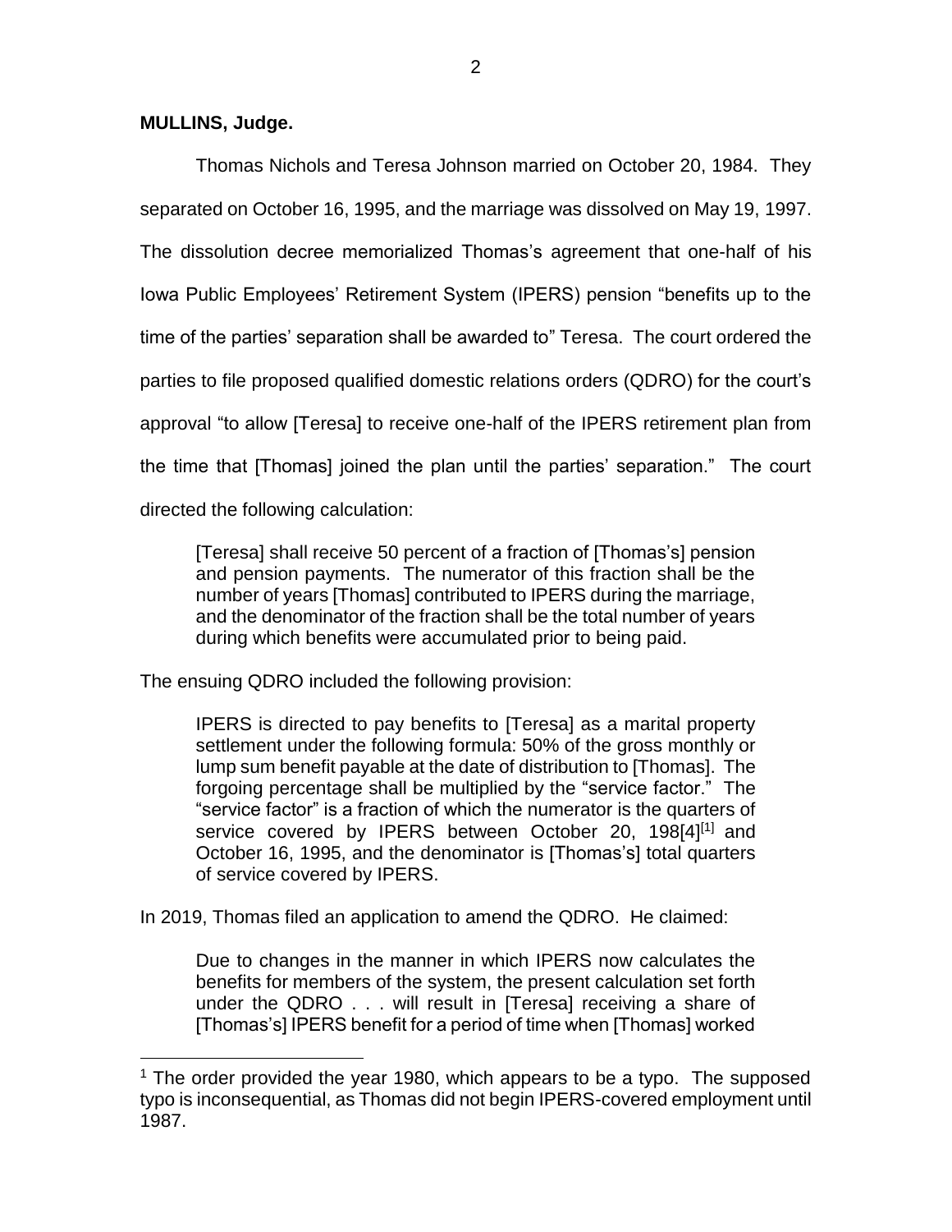**MULLINS, Judge.**

Thomas Nichols and Teresa Johnson married on October 20, 1984. They separated on October 16, 1995, and the marriage was dissolved on May 19, 1997. The dissolution decree memorialized Thomas's agreement that one-half of his Iowa Public Employees' Retirement System (IPERS) pension "benefits up to the time of the parties' separation shall be awarded to" Teresa. The court ordered the parties to file proposed qualified domestic relations orders (QDRO) for the court's approval "to allow [Teresa] to receive one-half of the IPERS retirement plan from the time that [Thomas] joined the plan until the parties' separation." The court directed the following calculation:

> [Teresa] shall receive 50 percent of a fraction of [Thomas's] pension and pension payments. The numerator of this fraction shall be the number of years [Thomas] contributed to IPERS during the marriage, and the denominator of the fraction shall be the total number of years during which benefits were accumulated prior to being paid.

The ensuing QDRO included the following provision:

> IPERS is directed to pay benefits to [Teresa] as a marital property settlement under the following formula: 50% of the gross monthly or lump sum benefit payable at the date of distribution to [Thomas]. The forgoing percentage shall be multiplied by the "service factor." The "service factor" is a fraction of which the numerator is the quarters of service covered by IPERS between October 20, 198[4][1] and October 16, 1995, and the denominator is [Thomas's] total quarters of service covered by IPERS.

In 2019, Thomas filed an application to amend the QDRO. He claimed:

> Due to changes in the manner in which IPERS now calculates the benefits for members of the system, the present calculation set forth under the QDRO . . . will result in [Teresa] receiving a share of [Thomas's] IPERS benefit for a period of time when [Thomas] worked

[1] The order provided the year 1980, which appears to be a typo. The supposed typo is inconsequential, as Thomas did not begin IPERS-covered employment until 1987.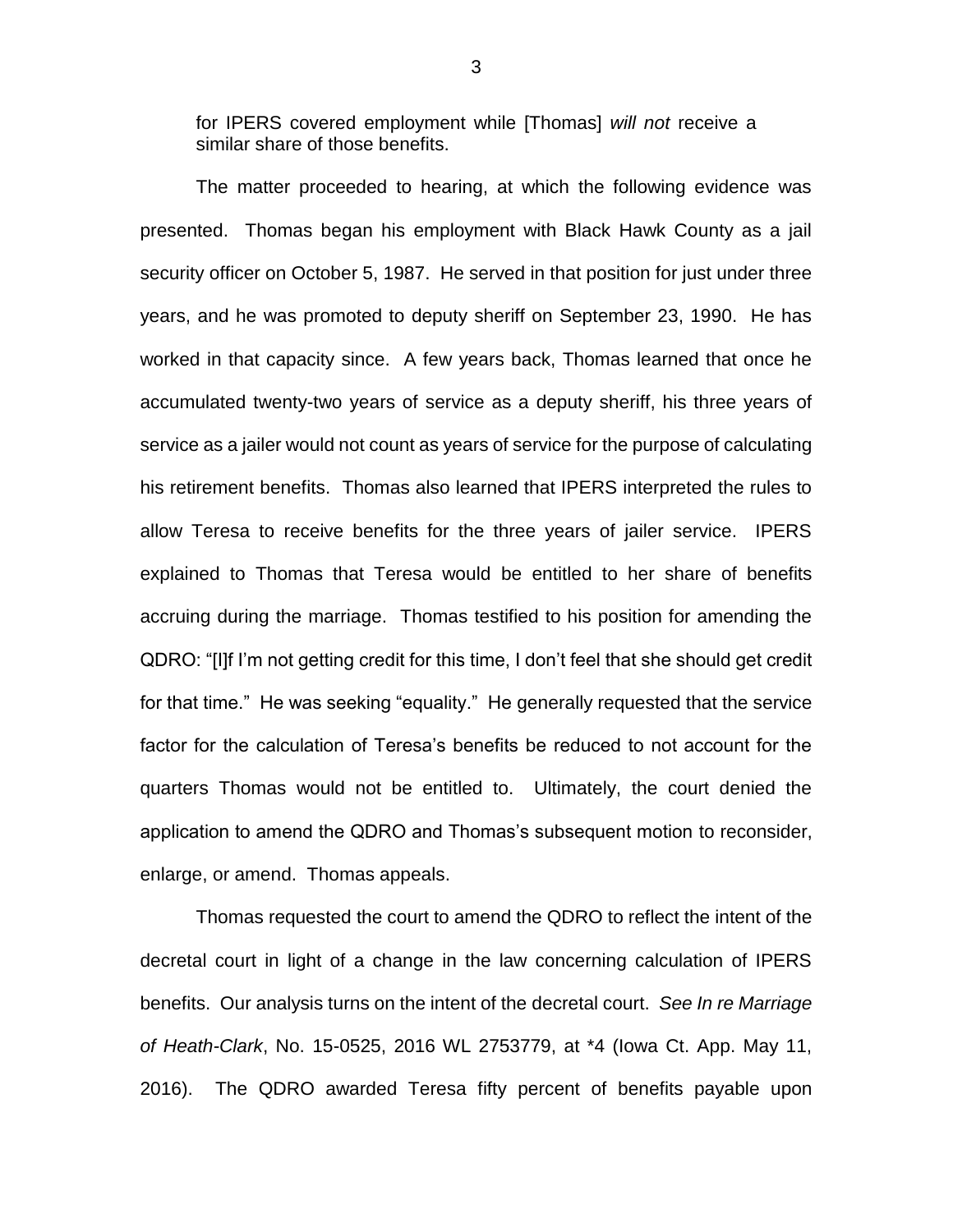for IPERS covered employment while [Thomas] *will not* receive a similar share of those benefits.

The matter proceeded to hearing, at which the following evidence was presented. Thomas began his employment with Black Hawk County as a jail security officer on October 5, 1987. He served in that position for just under three years, and he was promoted to deputy sheriff on September 23, 1990. He has worked in that capacity since. A few years back, Thomas learned that once he accumulated twenty-two years of service as a deputy sheriff, his three years of service as a jailer would not count as years of service for the purpose of calculating his retirement benefits. Thomas also learned that IPERS interpreted the rules to allow Teresa to receive benefits for the three years of jailer service. IPERS explained to Thomas that Teresa would be entitled to her share of benefits accruing during the marriage. Thomas testified to his position for amending the QDRO: "[I]f I'm not getting credit for this time, I don't feel that she should get credit for that time." He was seeking "equality." He generally requested that the service factor for the calculation of Teresa's benefits be reduced to not account for the quarters Thomas would not be entitled to. Ultimately, the court denied the application to amend the QDRO and Thomas's subsequent motion to reconsider, enlarge, or amend. Thomas appeals.

Thomas requested the court to amend the QDRO to reflect the intent of the decretal court in light of a change in the law concerning calculation of IPERS benefits. Our analysis turns on the intent of the decretal court. *See In re Marriage of Heath-Clark*, No. 15-0525, 2016 WL 2753779, at *4 (Iowa Ct. App. May 11, 2016). The QDRO awarded Teresa fifty percent of benefits payable upon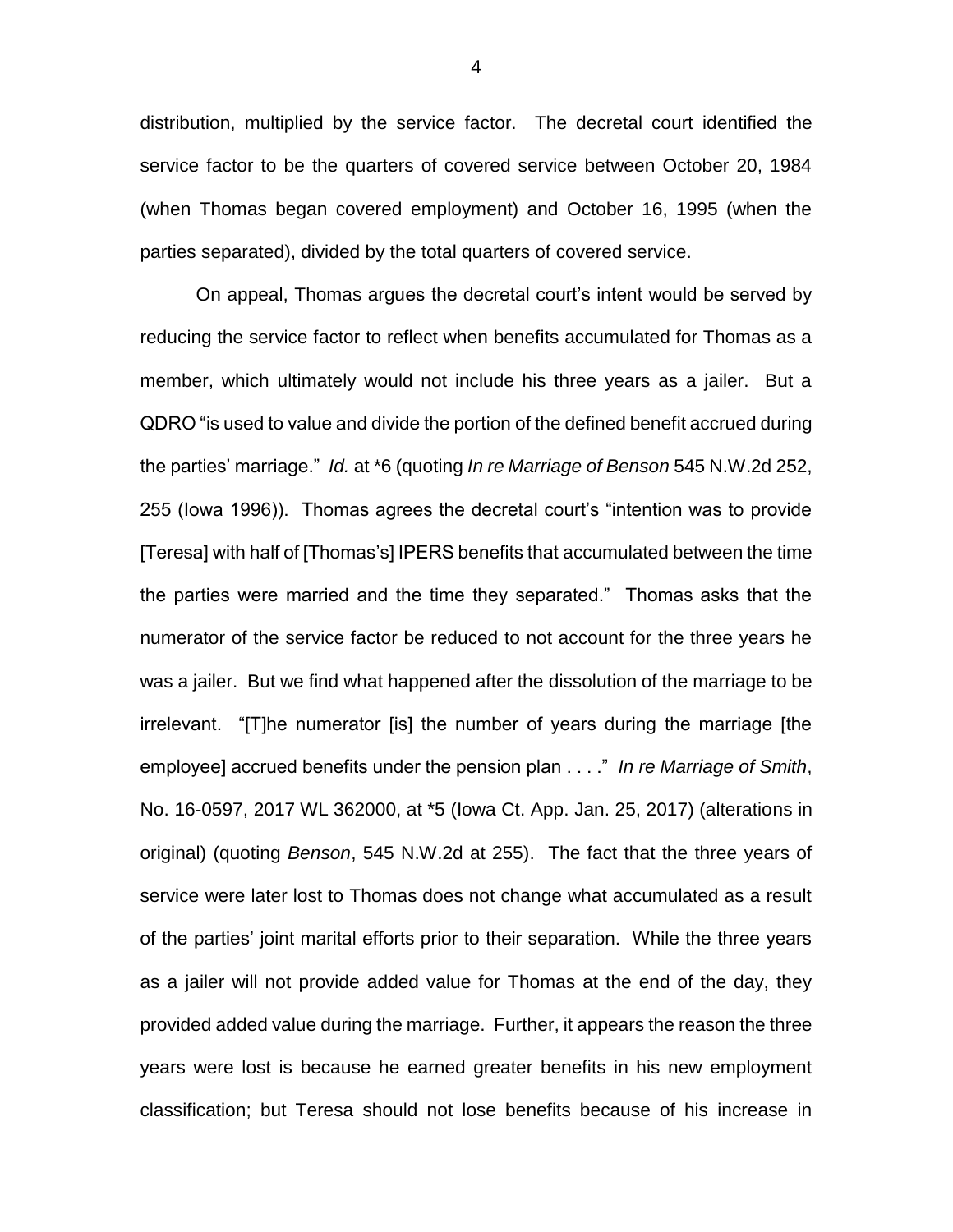distribution, multiplied by the service factor. The decretal court identified the service factor to be the quarters of covered service between October 20, 1984 (when Thomas began covered employment) and October 16, 1995 (when the parties separated), divided by the total quarters of covered service.

On appeal, Thomas argues the decretal court's intent would be served by reducing the service factor to reflect when benefits accumulated for Thomas as a member, which ultimately would not include his three years as a jailer. But a QDRO "is used to value and divide the portion of the defined benefit accrued during the parties' marriage." *Id.* at *6 (quoting *In re Marriage of Benson* 545 N.W.2d 252, 255 (Iowa 1996)). Thomas agrees the decretal court's "intention was to provide [Teresa] with half of [Thomas's] IPERS benefits that accumulated between the time the parties were married and the time they separated." Thomas asks that the numerator of the service factor be reduced to not account for the three years he was a jailer. But we find what happened after the dissolution of the marriage to be irrelevant. "[T]he numerator [is] the number of years during the marriage [the employee] accrued benefits under the pension plan . . . ." *In re Marriage of Smith*, No. 16-0597, 2017 WL 362000, at *5 (Iowa Ct. App. Jan. 25, 2017) (alterations in original) (quoting *Benson*, 545 N.W.2d at 255). The fact that the three years of service were later lost to Thomas does not change what accumulated as a result of the parties' joint marital efforts prior to their separation. While the three years as a jailer will not provide added value for Thomas at the end of the day, they provided added value during the marriage. Further, it appears the reason the three years were lost is because he earned greater benefits in his new employment classification; but Teresa should not lose benefits because of his increase in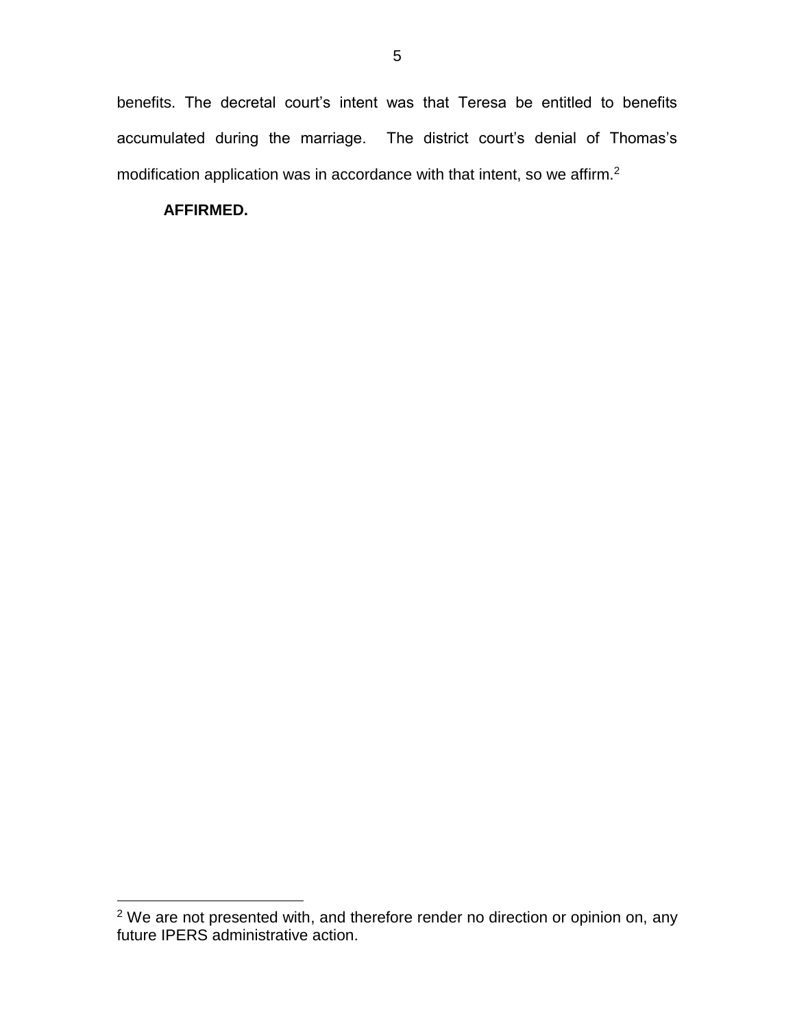benefits. The decretal court's intent was that Teresa be entitled to benefits accumulated during the marriage. The district court's denial of Thomas's modification application was in accordance with that intent, so we affirm.[2]

**AFFIRMED.**

---

[2] We are not presented with, and therefore render no direction or opinion on, any future IPERS administrative action.